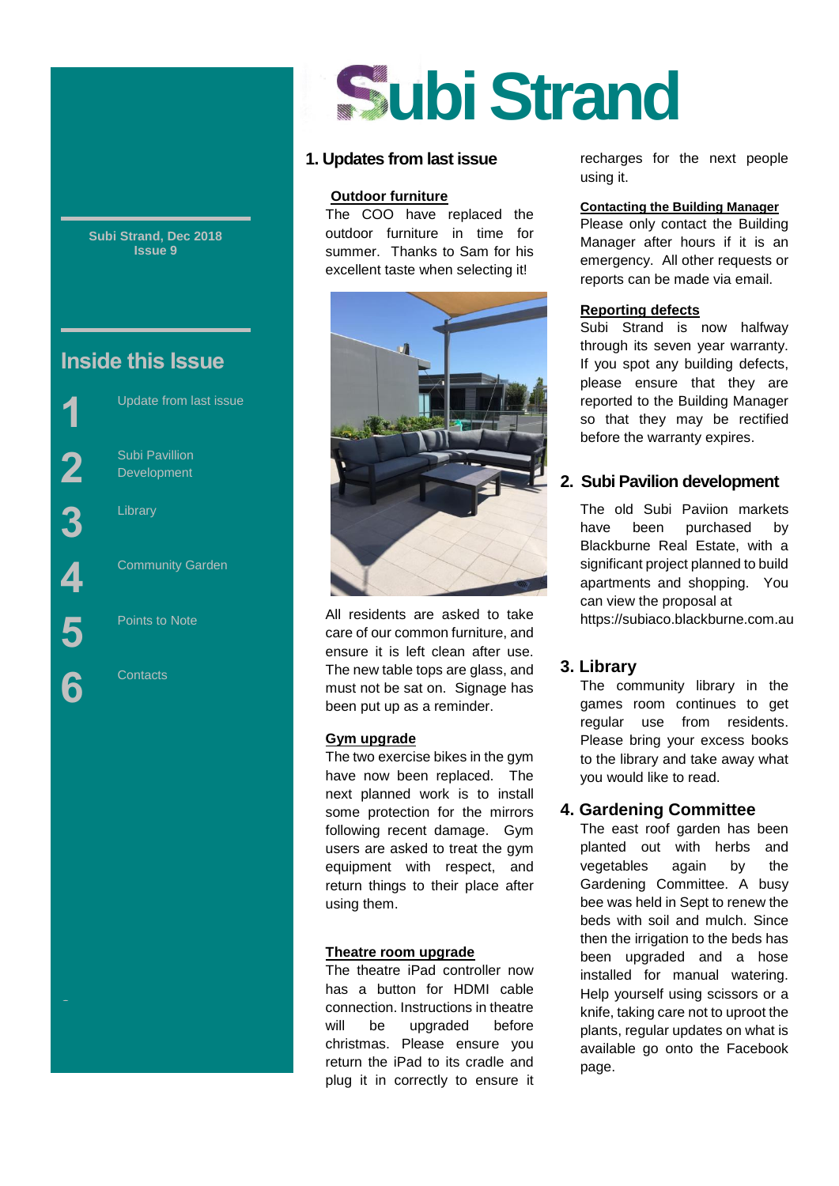# Subi Strand

Subi Strand, Dec 2018
Issue 9

## Inside this Issue

1. Update from last issue
2. Subi Pavillion Development
3. Library
4. Community Garden
5. Points to Note
6. Contacts

## 1. Updates from last issue

**Outdoor furniture**

The COO have replaced the outdoor furniture in time for summer. Thanks to Sam for his excellent taste when selecting it!

All residents are asked to take care of our common furniture, and ensure it is left clean after use. The new table tops are glass, and must not be sat on. Signage has been put up as a reminder.

**Gym upgrade**

The two exercise bikes in the gym have now been replaced. The next planned work is to install some protection for the mirrors following recent damage. Gym users are asked to treat the gym equipment with respect, and return things to their place after using them.

**Theatre room upgrade**

The theatre iPad controller now has a button for HDMI cable connection. Instructions in theatre will be upgraded before christmas. Please ensure you return the iPad to its cradle and plug it in correctly to ensure it recharges for the next people using it.

**Contacting the Building Manager**

Please only contact the Building Manager after hours if it is an emergency. All other requests or reports can be made via email.

**Reporting defects**

Subi Strand is now halfway through its seven year warranty. If you spot any building defects, please ensure that they are reported to the Building Manager so that they may be rectified before the warranty expires.

## 2. Subi Pavilion development

The old Subi Paviion markets have been purchased by Blackburne Real Estate, with a significant project planned to build apartments and shopping. You can view the proposal at https://subiaco.blackburne.com.au

## 3. Library

The community library in the games room continues to get regular use from residents. Please bring your excess books to the library and take away what you would like to read.

## 4. Gardening Committee

The east roof garden has been planted out with herbs and vegetables again by the Gardening Committee. A busy bee was held in Sept to renew the beds with soil and mulch. Since then the irrigation to the beds has been upgraded and a hose installed for manual watering. Help yourself using scissors or a knife, taking care not to uproot the plants, regular updates on what is available go onto the Facebook page.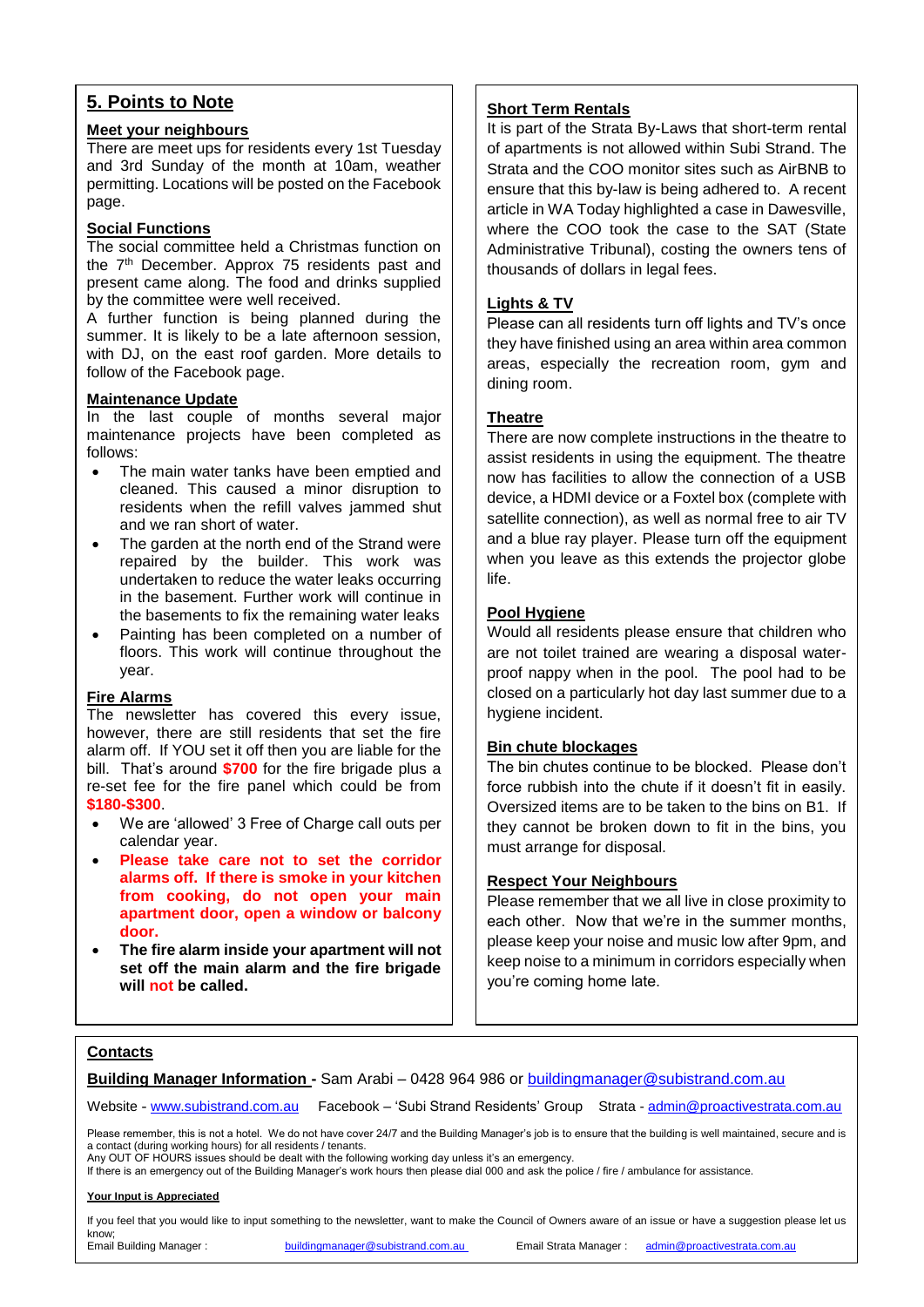## 5. Points to Note

### Meet your neighbours

There are meet ups for residents every 1st Tuesday and 3rd Sunday of the month at 10am, weather permitting. Locations will be posted on the Facebook page.

### Social Functions

The social committee held a Christmas function on the 7th December. Approx 75 residents past and present came along. The food and drinks supplied by the committee were well received.

A further function is being planned during the summer. It is likely to be a late afternoon session, with DJ, on the east roof garden. More details to follow of the Facebook page.

### Maintenance Update

In the last couple of months several major maintenance projects have been completed as follows:

- The main water tanks have been emptied and cleaned. This caused a minor disruption to residents when the refill valves jammed shut and we ran short of water.
- The garden at the north end of the Strand were repaired by the builder. This work was undertaken to reduce the water leaks occurring in the basement. Further work will continue in the basements to fix the remaining water leaks
- Painting has been completed on a number of floors. This work will continue throughout the year.

### Fire Alarms

The newsletter has covered this every issue, however, there are still residents that set the fire alarm off. If YOU set it off then you are liable for the bill. That's around **$700** for the fire brigade plus a re-set fee for the fire panel which could be from **$180-$300**.

- We are 'allowed' 3 Free of Charge call outs per calendar year.
- **Please take care not to set the corridor alarms off. If there is smoke in your kitchen from cooking, do not open your main apartment door, open a window or balcony door.**
- **The fire alarm inside your apartment will not set off the main alarm and the fire brigade will not be called.**

### Short Term Rentals

It is part of the Strata By-Laws that short-term rental of apartments is not allowed within Subi Strand. The Strata and the COO monitor sites such as AirBNB to ensure that this by-law is being adhered to. A recent article in WA Today highlighted a case in Dawesville, where the COO took the case to the SAT (State Administrative Tribunal), costing the owners tens of thousands of dollars in legal fees.

### Lights & TV

Please can all residents turn off lights and TV's once they have finished using an area within area common areas, especially the recreation room, gym and dining room.

### Theatre

There are now complete instructions in the theatre to assist residents in using the equipment. The theatre now has facilities to allow the connection of a USB device, a HDMI device or a Foxtel box (complete with satellite connection), as well as normal free to air TV and a blue ray player. Please turn off the equipment when you leave as this extends the projector globe life.

### Pool Hygiene

Would all residents please ensure that children who are not toilet trained are wearing a disposal water-proof nappy when in the pool. The pool had to be closed on a particularly hot day last summer due to a hygiene incident.

### Bin chute blockages

The bin chutes continue to be blocked. Please don't force rubbish into the chute if it doesn't fit in easily. Oversized items are to be taken to the bins on B1. If they cannot be broken down to fit in the bins, you must arrange for disposal.

### Respect Your Neighbours

Please remember that we all live in close proximity to each other. Now that we're in the summer months, please keep your noise and music low after 9pm, and keep noise to a minimum in corridors especially when you're coming home late.

### Contacts

**Building Manager Information -** Sam Arabi – 0428 964 986 or buildingmanager@subistrand.com.au

Website - www.subistrand.com.au Facebook – 'Subi Strand Residents' Group Strata - admin@proactivestrata.com.au

Please remember, this is not a hotel. We do not have cover 24/7 and the Building Manager's job is to ensure that the building is well maintained, secure and is a contact (during working hours) for all residents / tenants.
Any OUT OF HOURS issues should be dealt with the following working day unless it's an emergency.
If there is an emergency out of the Building Manager's work hours then please dial 000 and ask the police / fire / ambulance for assistance.

**Your Input is Appreciated**

If you feel that you would like to input something to the newsletter, want to make the Council of Owners aware of an issue or have a suggestion please let us know;
Email Building Manager : buildingmanager@subistrand.com.au Email Strata Manager : admin@proactivestrata.com.au